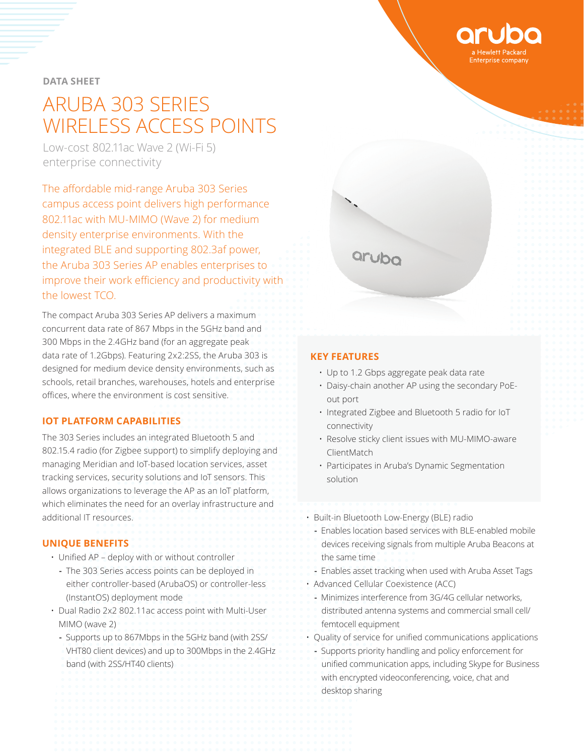DATA SHEET

# ARUBA 303 SERIES WIRELESS ACCESS POINTS

Low-cost 802.11ac Wave 2 (Wi-Fi 5) enterprise connectivity

The affordable mid-range Aruba 303 Series campus access point delivers high performance 802.11ac with MU-MIMO (Wave 2) for medium density enterprise environments. With the integrated BLE and supporting 802.3af power, the Aruba 303 Series AP enables enterprises to improve their work efficiency and productivity with the lowest TCO.

The compact Aruba 303 Series AP delivers a maximum concurrent data rate of 867 Mbps in the 5GHz band and 300 Mbps in the 2.4GHz band (for an aggregate peak data rate of 1.2Gbps). Featuring 2x2:2SS, the Aruba 303 is designed for medium device density environments, such as schools, retail branches, warehouses, hotels and enterprise offices, where the environment is cost sensitive.

## IOT PLATFORM CAPABILITIES

The 303 Series includes an integrated Bluetooth 5 and 802.15.4 radio (for Zigbee support) to simplify deploying and managing Meridian and IoT-based location services, asset tracking services, security solutions and IoT sensors. This allows organizations to leverage the AP as an IoT platform, which eliminates the need for an overlay infrastructure and additional IT resources.

## KEY FEATURES

- Up to 1.2 Gbps aggregate peak data rate
- Daisy-chain another AP using the secondary PoE-out port
- Integrated Zigbee and Bluetooth 5 radio for IoT connectivity
- Resolve sticky client issues with MU-MIMO-aware ClientMatch
- Participates in Aruba's Dynamic Segmentation solution

## UNIQUE BENEFITS

- Unified AP – deploy with or without controller
  - The 303 Series access points can be deployed in either controller-based (ArubaOS) or controller-less (InstantOS) deployment mode
- Dual Radio 2x2 802.11ac access point with Multi-User MIMO (wave 2)
  - Supports up to 867Mbps in the 5GHz band (with 2SS/VHT80 client devices) and up to 300Mbps in the 2.4GHz band (with 2SS/HT40 clients)
- Built-in Bluetooth Low-Energy (BLE) radio
  - Enables location based services with BLE-enabled mobile devices receiving signals from multiple Aruba Beacons at the same time
  - Enables asset tracking when used with Aruba Asset Tags
- Advanced Cellular Coexistence (ACC)
  - Minimizes interference from 3G/4G cellular networks, distributed antenna systems and commercial small cell/femtocell equipment
- Quality of service for unified communications applications
  - Supports priority handling and policy enforcement for unified communication apps, including Skype for Business with encrypted videoconferencing, voice, chat and desktop sharing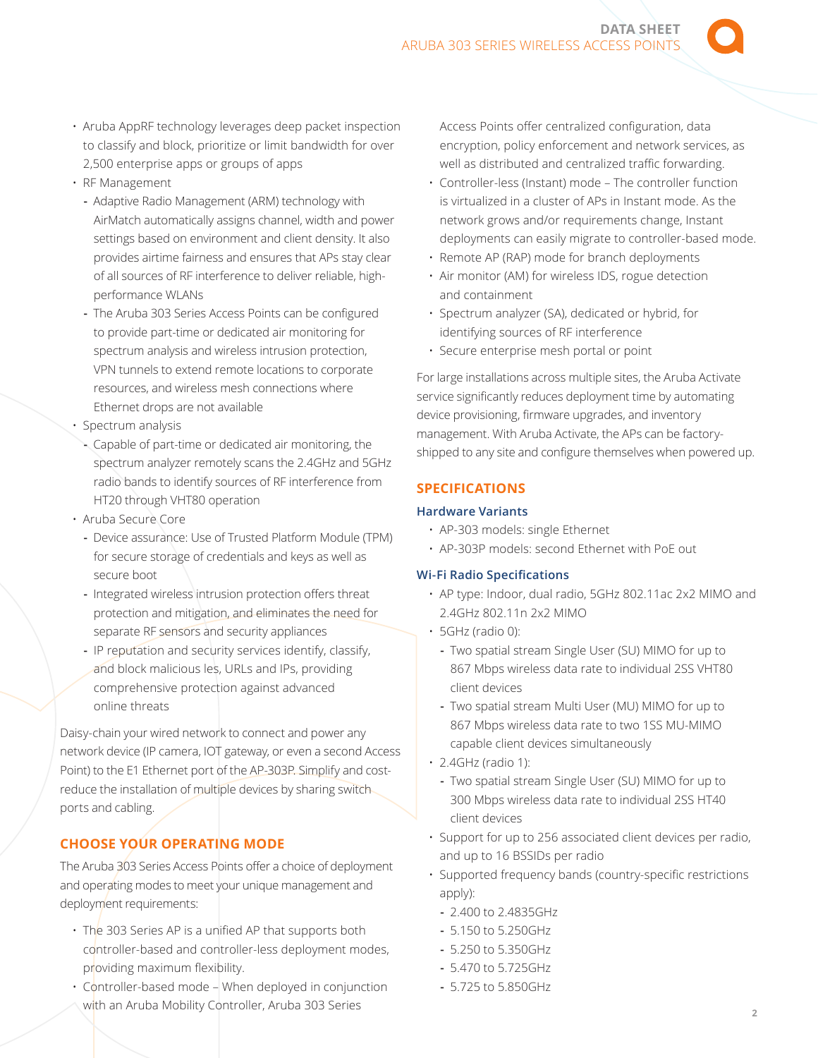- Aruba AppRF technology leverages deep packet inspection to classify and block, prioritize or limit bandwidth for over 2,500 enterprise apps or groups of apps
- RF Management
  - Adaptive Radio Management (ARM) technology with AirMatch automatically assigns channel, width and power settings based on environment and client density. It also provides airtime fairness and ensures that APs stay clear of all sources of RF interference to deliver reliable, high-performance WLANs
  - The Aruba 303 Series Access Points can be configured to provide part-time or dedicated air monitoring for spectrum analysis and wireless intrusion protection, VPN tunnels to extend remote locations to corporate resources, and wireless mesh connections where Ethernet drops are not available
- Spectrum analysis
  - Capable of part-time or dedicated air monitoring, the spectrum analyzer remotely scans the 2.4GHz and 5GHz radio bands to identify sources of RF interference from HT20 through VHT80 operation
- Aruba Secure Core
  - Device assurance: Use of Trusted Platform Module (TPM) for secure storage of credentials and keys as well as secure boot
  - Integrated wireless intrusion protection offers threat protection and mitigation, and eliminates the need for separate RF sensors and security appliances
  - IP reputation and security services identify, classify, and block malicious les, URLs and IPs, providing comprehensive protection against advanced online threats

Daisy-chain your wired network to connect and power any network device (IP camera, IOT gateway, or even a second Access Point) to the E1 Ethernet port of the AP-303P. Simplify and cost-reduce the installation of multiple devices by sharing switch ports and cabling.

## CHOOSE YOUR OPERATING MODE

The Aruba 303 Series Access Points offer a choice of deployment and operating modes to meet your unique management and deployment requirements:

- The 303 Series AP is a unified AP that supports both controller-based and controller-less deployment modes, providing maximum flexibility.
- Controller-based mode – When deployed in conjunction with an Aruba Mobility Controller, Aruba 303 Series Access Points offer centralized configuration, data encryption, policy enforcement and network services, as well as distributed and centralized traffic forwarding.
- Controller-less (Instant) mode – The controller function is virtualized in a cluster of APs in Instant mode. As the network grows and/or requirements change, Instant deployments can easily migrate to controller-based mode.
- Remote AP (RAP) mode for branch deployments
- Air monitor (AM) for wireless IDS, rogue detection and containment
- Spectrum analyzer (SA), dedicated or hybrid, for identifying sources of RF interference
- Secure enterprise mesh portal or point

For large installations across multiple sites, the Aruba Activate service significantly reduces deployment time by automating device provisioning, firmware upgrades, and inventory management. With Aruba Activate, the APs can be factory-shipped to any site and configure themselves when powered up.

## SPECIFICATIONS

### Hardware Variants

- AP-303 models: single Ethernet
- AP-303P models: second Ethernet with PoE out

### Wi-Fi Radio Specifications

- AP type: Indoor, dual radio, 5GHz 802.11ac 2x2 MIMO and 2.4GHz 802.11n 2x2 MIMO
- 5GHz (radio 0):
  - Two spatial stream Single User (SU) MIMO for up to 867 Mbps wireless data rate to individual 2SS VHT80 client devices
  - Two spatial stream Multi User (MU) MIMO for up to 867 Mbps wireless data rate to two 1SS MU-MIMO capable client devices simultaneously
- 2.4GHz (radio 1):
  - Two spatial stream Single User (SU) MIMO for up to 300 Mbps wireless data rate to individual 2SS HT40 client devices
- Support for up to 256 associated client devices per radio, and up to 16 BSSIDs per radio
- Supported frequency bands (country-specific restrictions apply):
  - 2.400 to 2.4835GHz
  - 5.150 to 5.250GHz
  - 5.250 to 5.350GHz
  - 5.470 to 5.725GHz
  - 5.725 to 5.850GHz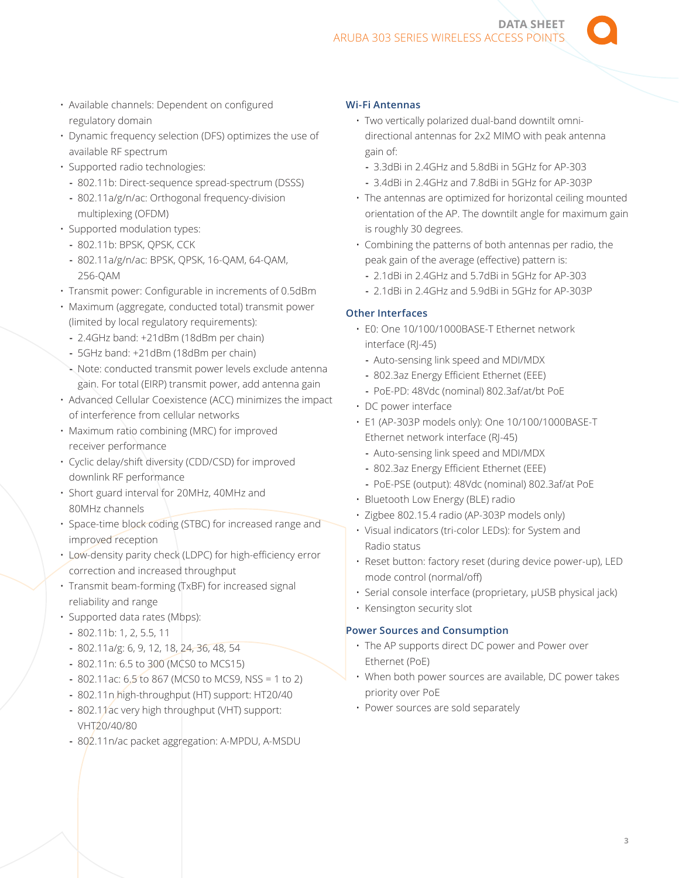- Available channels: Dependent on configured regulatory domain
- Dynamic frequency selection (DFS) optimizes the use of available RF spectrum
- Supported radio technologies:
  - 802.11b: Direct-sequence spread-spectrum (DSSS)
  - 802.11a/g/n/ac: Orthogonal frequency-division multiplexing (OFDM)
- Supported modulation types:
  - 802.11b: BPSK, QPSK, CCK
  - 802.11a/g/n/ac: BPSK, QPSK, 16-QAM, 64-QAM, 256-QAM
- Transmit power: Configurable in increments of 0.5dBm
- Maximum (aggregate, conducted total) transmit power (limited by local regulatory requirements):
  - 2.4GHz band: +21dBm (18dBm per chain)
  - 5GHz band: +21dBm (18dBm per chain)
  - Note: conducted transmit power levels exclude antenna gain. For total (EIRP) transmit power, add antenna gain
- Advanced Cellular Coexistence (ACC) minimizes the impact of interference from cellular networks
- Maximum ratio combining (MRC) for improved receiver performance
- Cyclic delay/shift diversity (CDD/CSD) for improved downlink RF performance
- Short guard interval for 20MHz, 40MHz and 80MHz channels
- Space-time block coding (STBC) for increased range and improved reception
- Low-density parity check (LDPC) for high-efficiency error correction and increased throughput
- Transmit beam-forming (TxBF) for increased signal reliability and range
- Supported data rates (Mbps):
  - 802.11b: 1, 2, 5.5, 11
  - 802.11a/g: 6, 9, 12, 18, 24, 36, 48, 54
  - 802.11n: 6.5 to 300 (MCS0 to MCS15)
  - 802.11ac: 6.5 to 867 (MCS0 to MCS9, NSS = 1 to 2)
  - 802.11n high-throughput (HT) support: HT20/40
  - 802.11ac very high throughput (VHT) support: VHT20/40/80
  - 802.11n/ac packet aggregation: A-MPDU, A-MSDU

### Wi-Fi Antennas

- Two vertically polarized dual-band downtilt omni-directional antennas for 2x2 MIMO with peak antenna gain of:
  - 3.3dBi in 2.4GHz and 5.8dBi in 5GHz for AP-303
  - 3.4dBi in 2.4GHz and 7.8dBi in 5GHz for AP-303P
- The antennas are optimized for horizontal ceiling mounted orientation of the AP. The downtilt angle for maximum gain is roughly 30 degrees.
- Combining the patterns of both antennas per radio, the peak gain of the average (effective) pattern is:
  - 2.1dBi in 2.4GHz and 5.7dBi in 5GHz for AP-303
  - 2.1dBi in 2.4GHz and 5.9dBi in 5GHz for AP-303P

### Other Interfaces

- E0: One 10/100/1000BASE-T Ethernet network interface (RJ-45)
  - Auto-sensing link speed and MDI/MDX
  - 802.3az Energy Efficient Ethernet (EEE)
  - PoE-PD: 48Vdc (nominal) 802.3af/at/bt PoE
- DC power interface
- E1 (AP-303P models only): One 10/100/1000BASE-T Ethernet network interface (RJ-45)
  - Auto-sensing link speed and MDI/MDX
  - 802.3az Energy Efficient Ethernet (EEE)
  - PoE-PSE (output): 48Vdc (nominal) 802.3af/at PoE
- Bluetooth Low Energy (BLE) radio
- Zigbee 802.15.4 radio (AP-303P models only)
- Visual indicators (tri-color LEDs): for System and Radio status
- Reset button: factory reset (during device power-up), LED mode control (normal/off)
- Serial console interface (proprietary, µUSB physical jack)
- Kensington security slot

### Power Sources and Consumption

- The AP supports direct DC power and Power over Ethernet (PoE)
- When both power sources are available, DC power takes priority over PoE
- Power sources are sold separately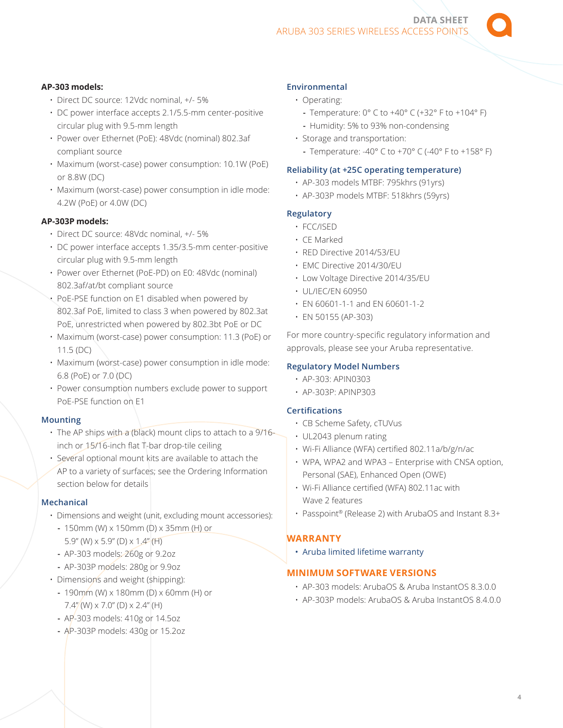**AP-303 models:**

- Direct DC source: 12Vdc nominal, +/- 5%
- DC power interface accepts 2.1/5.5-mm center-positive circular plug with 9.5-mm length
- Power over Ethernet (PoE): 48Vdc (nominal) 802.3af compliant source
- Maximum (worst-case) power consumption: 10.1W (PoE) or 8.8W (DC)
- Maximum (worst-case) power consumption in idle mode: 4.2W (PoE) or 4.0W (DC)

**AP-303P models:**

- Direct DC source: 48Vdc nominal, +/- 5%
- DC power interface accepts 1.35/3.5-mm center-positive circular plug with 9.5-mm length
- Power over Ethernet (PoE-PD) on E0: 48Vdc (nominal) 802.3af/at/bt compliant source
- PoE-PSE function on E1 disabled when powered by 802.3af PoE, limited to class 3 when powered by 802.3at PoE, unrestricted when powered by 802.3bt PoE or DC
- Maximum (worst-case) power consumption: 11.3 (PoE) or 11.5 (DC)
- Maximum (worst-case) power consumption in idle mode: 6.8 (PoE) or 7.0 (DC)
- Power consumption numbers exclude power to support PoE-PSE function on E1

### Mounting

- The AP ships with a (black) mount clips to attach to a 9/16-inch or 15/16-inch flat T-bar drop-tile ceiling
- Several optional mount kits are available to attach the AP to a variety of surfaces; see the Ordering Information section below for details

### Mechanical

- Dimensions and weight (unit, excluding mount accessories):
  - 150mm (W) x 150mm (D) x 35mm (H) or 5.9" (W) x 5.9" (D) x 1.4" (H)
  - AP-303 models: 260g or 9.2oz
  - AP-303P models: 280g or 9.9oz
- Dimensions and weight (shipping):
  - 190mm (W) x 180mm (D) x 60mm (H) or 7.4" (W) x 7.0" (D) x 2.4" (H)
  - AP-303 models: 410g or 14.5oz
  - AP-303P models: 430g or 15.2oz

### Environmental

- Operating:
  - Temperature: 0° C to +40° C (+32° F to +104° F)
  - Humidity: 5% to 93% non-condensing
- Storage and transportation:
  - Temperature: -40° C to +70° C (-40° F to +158° F)

### Reliability (at +25C operating temperature)

- AP-303 models MTBF: 795khrs (91yrs)
- AP-303P models MTBF: 518khrs (59yrs)

### Regulatory

- FCC/ISED
- CE Marked
- RED Directive 2014/53/EU
- EMC Directive 2014/30/EU
- Low Voltage Directive 2014/35/EU
- UL/IEC/EN 60950
- EN 60601-1-1 and EN 60601-1-2
- EN 50155 (AP-303)

For more country-specific regulatory information and approvals, please see your Aruba representative.

### Regulatory Model Numbers

- AP-303: APIN0303
- AP-303P: APINP303

### Certifications

- CB Scheme Safety, cTUVus
- UL2043 plenum rating
- Wi-Fi Alliance (WFA) certified 802.11a/b/g/n/ac
- WPA, WPA2 and WPA3 – Enterprise with CNSA option, Personal (SAE), Enhanced Open (OWE)
- Wi-Fi Alliance certified (WFA) 802.11ac with Wave 2 features
- Passpoint® (Release 2) with ArubaOS and Instant 8.3+

## WARRANTY

- Aruba limited lifetime warranty

## MINIMUM SOFTWARE VERSIONS

- AP-303 models: ArubaOS & Aruba InstantOS 8.3.0.0
- AP-303P models: ArubaOS & Aruba InstantOS 8.4.0.0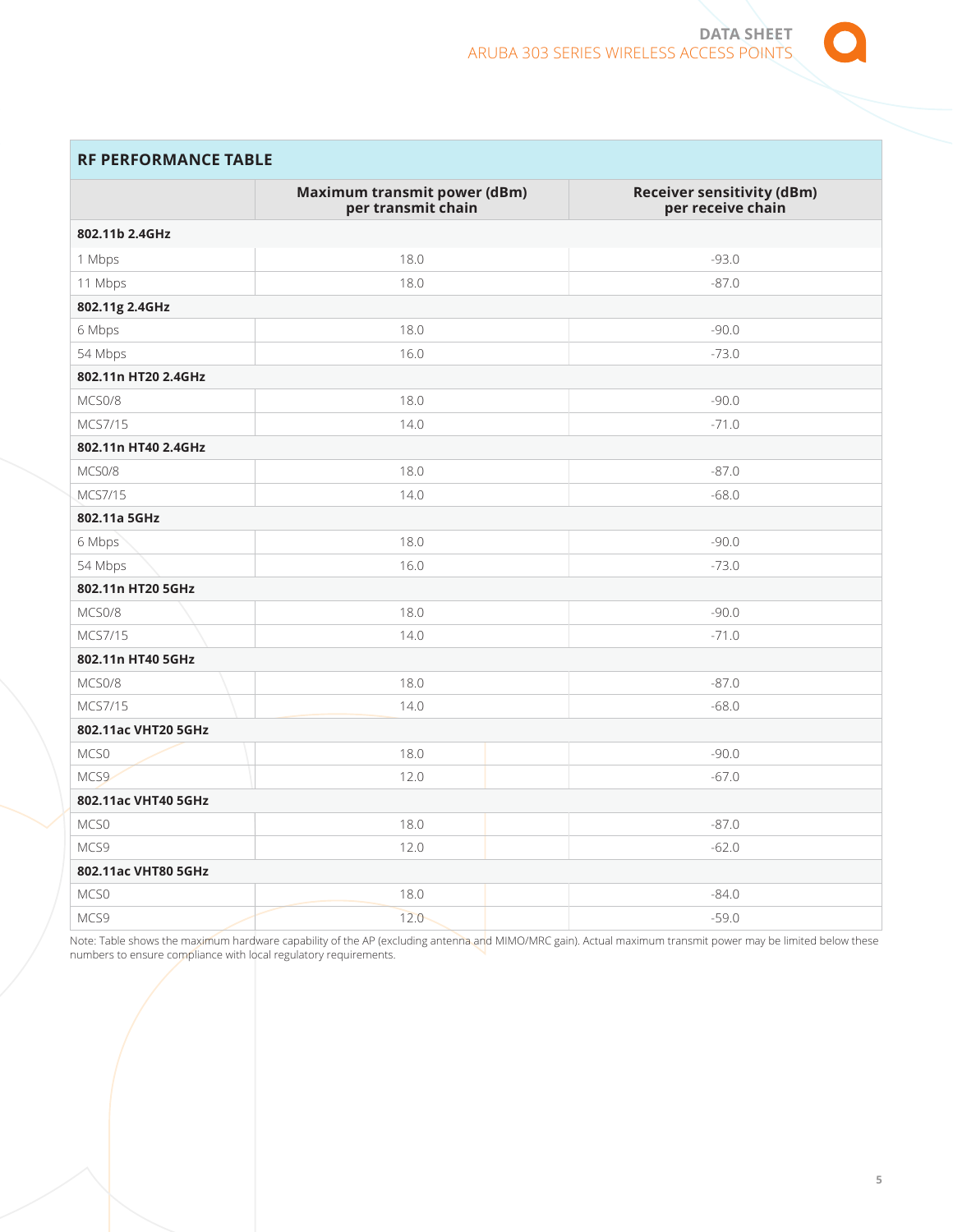## RF PERFORMANCE TABLE

| | Maximum transmit power (dBm) per transmit chain | Receiver sensitivity (dBm) per receive chain |
|---|---|---|
| **802.11b 2.4GHz** | | |
| 1 Mbps | 18.0 | -93.0 |
| 11 Mbps | 18.0 | -87.0 |
| **802.11g 2.4GHz** | | |
| 6 Mbps | 18.0 | -90.0 |
| 54 Mbps | 16.0 | -73.0 |
| **802.11n HT20 2.4GHz** | | |
| MCS0/8 | 18.0 | -90.0 |
| MCS7/15 | 14.0 | -71.0 |
| **802.11n HT40 2.4GHz** | | |
| MCS0/8 | 18.0 | -87.0 |
| MCS7/15 | 14.0 | -68.0 |
| **802.11a 5GHz** | | |
| 6 Mbps | 18.0 | -90.0 |
| 54 Mbps | 16.0 | -73.0 |
| **802.11n HT20 5GHz** | | |
| MCS0/8 | 18.0 | -90.0 |
| MCS7/15 | 14.0 | -71.0 |
| **802.11n HT40 5GHz** | | |
| MCS0/8 | 18.0 | -87.0 |
| MCS7/15 | 14.0 | -68.0 |
| **802.11ac VHT20 5GHz** | | |
| MCS0 | 18.0 | -90.0 |
| MCS9 | 12.0 | -67.0 |
| **802.11ac VHT40 5GHz** | | |
| MCS0 | 18.0 | -87.0 |
| MCS9 | 12.0 | -62.0 |
| **802.11ac VHT80 5GHz** | | |
| MCS0 | 18.0 | -84.0 |
| MCS9 | 12.0 | -59.0 |

Note: Table shows the maximum hardware capability of the AP (excluding antenna and MIMO/MRC gain). Actual maximum transmit power may be limited below these numbers to ensure compliance with local regulatory requirements.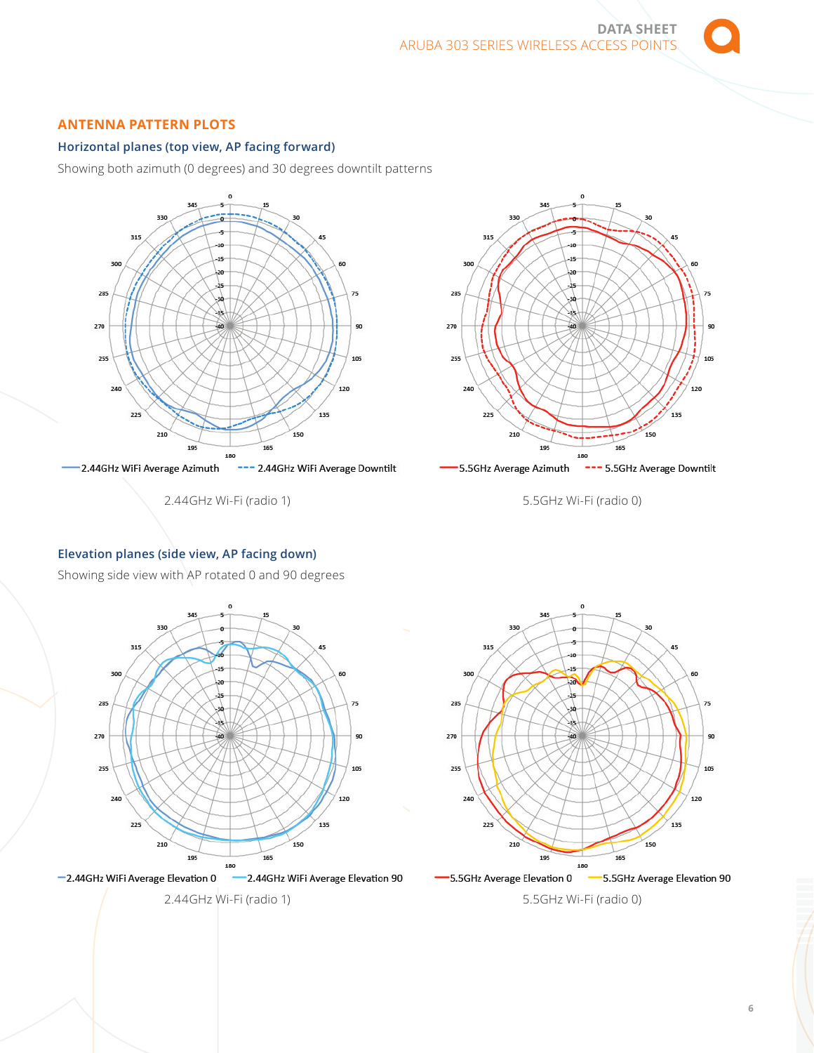## ANTENNA PATTERN PLOTS

### Horizontal planes (top view, AP facing forward)

Showing both azimuth (0 degrees) and 30 degrees downtilt patterns

2.44GHz WiFi Average Azimuth — 2.44GHz WiFi Average Downtilt

2.44GHz Wi-Fi (radio 1)

5.5GHz Average Azimuth — 5.5GHz Average Downtilt

5.5GHz Wi-Fi (radio 0)

### Elevation planes (side view, AP facing down)

Showing side view with AP rotated 0 and 90 degrees

2.44GHz WiFi Average Elevation 0 — 2.44GHz WiFi Average Elevation 90

2.44GHz Wi-Fi (radio 1)

5.5GHz Average Elevation 0 — 5.5GHz Average Elevation 90

5.5GHz Wi-Fi (radio 0)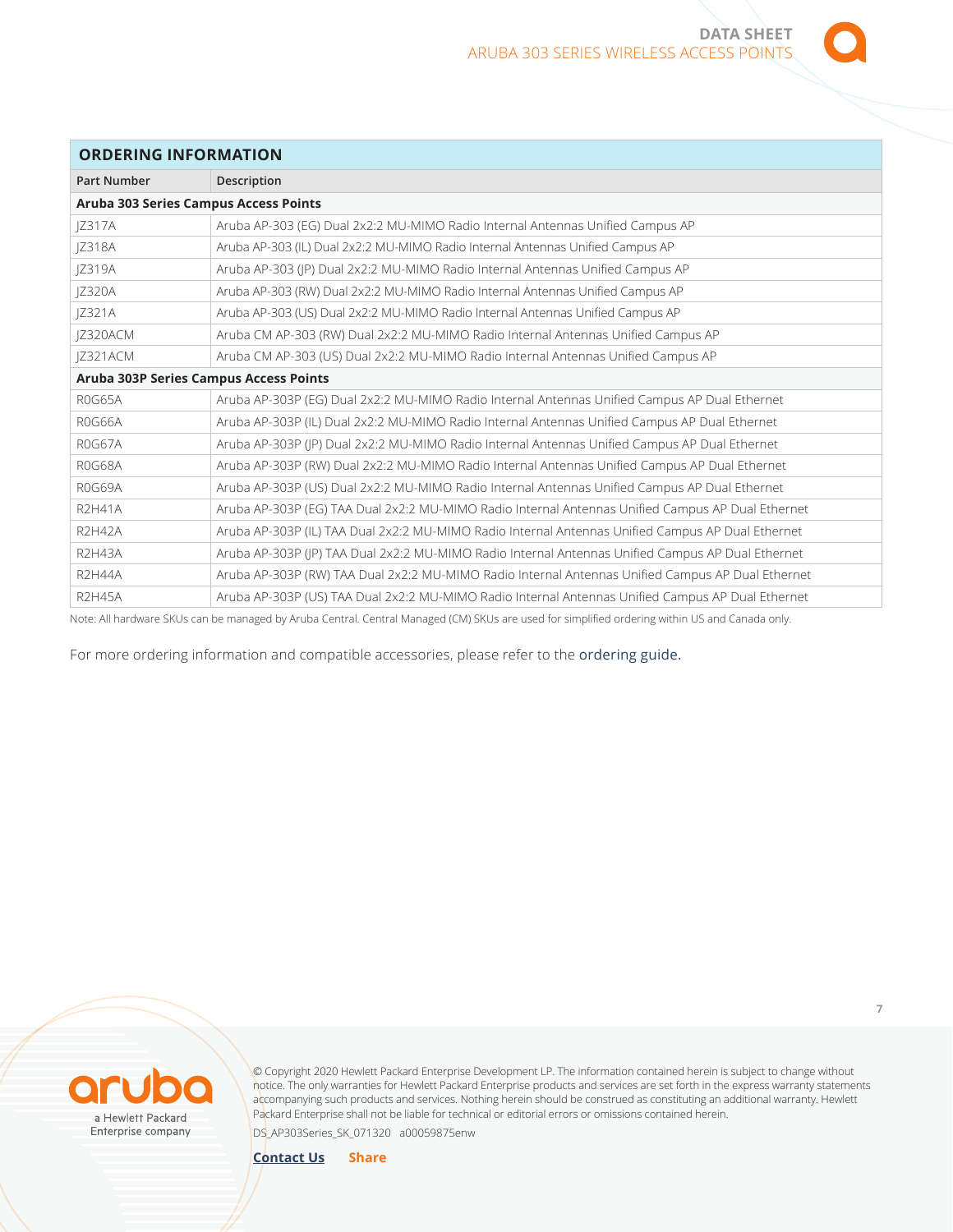| ORDERING INFORMATION | |
|---|---|
| **Part Number** | **Description** |
| **Aruba 303 Series Campus Access Points** | |
| JZ317A | Aruba AP-303 (EG) Dual 2x2:2 MU-MIMO Radio Internal Antennas Unified Campus AP |
| JZ318A | Aruba AP-303 (IL) Dual 2x2:2 MU-MIMO Radio Internal Antennas Unified Campus AP |
| JZ319A | Aruba AP-303 (JP) Dual 2x2:2 MU-MIMO Radio Internal Antennas Unified Campus AP |
| JZ320A | Aruba AP-303 (RW) Dual 2x2:2 MU-MIMO Radio Internal Antennas Unified Campus AP |
| JZ321A | Aruba AP-303 (US) Dual 2x2:2 MU-MIMO Radio Internal Antennas Unified Campus AP |
| JZ320ACM | Aruba CM AP-303 (RW) Dual 2x2:2 MU-MIMO Radio Internal Antennas Unified Campus AP |
| JZ321ACM | Aruba CM AP-303 (US) Dual 2x2:2 MU-MIMO Radio Internal Antennas Unified Campus AP |
| **Aruba 303P Series Campus Access Points** | |
| R0G65A | Aruba AP-303P (EG) Dual 2x2:2 MU-MIMO Radio Internal Antennas Unified Campus AP Dual Ethernet |
| R0G66A | Aruba AP-303P (IL) Dual 2x2:2 MU-MIMO Radio Internal Antennas Unified Campus AP Dual Ethernet |
| R0G67A | Aruba AP-303P (JP) Dual 2x2:2 MU-MIMO Radio Internal Antennas Unified Campus AP Dual Ethernet |
| R0G68A | Aruba AP-303P (RW) Dual 2x2:2 MU-MIMO Radio Internal Antennas Unified Campus AP Dual Ethernet |
| R0G69A | Aruba AP-303P (US) Dual 2x2:2 MU-MIMO Radio Internal Antennas Unified Campus AP Dual Ethernet |
| R2H41A | Aruba AP-303P (EG) TAA Dual 2x2:2 MU-MIMO Radio Internal Antennas Unified Campus AP Dual Ethernet |
| R2H42A | Aruba AP-303P (IL) TAA Dual 2x2:2 MU-MIMO Radio Internal Antennas Unified Campus AP Dual Ethernet |
| R2H43A | Aruba AP-303P (JP) TAA Dual 2x2:2 MU-MIMO Radio Internal Antennas Unified Campus AP Dual Ethernet |
| R2H44A | Aruba AP-303P (RW) TAA Dual 2x2:2 MU-MIMO Radio Internal Antennas Unified Campus AP Dual Ethernet |
| R2H45A | Aruba AP-303P (US) TAA Dual 2x2:2 MU-MIMO Radio Internal Antennas Unified Campus AP Dual Ethernet |

Note: All hardware SKUs can be managed by Aruba Central. Central Managed (CM) SKUs are used for simplified ordering within US and Canada only.

For more ordering information and compatible accessories, please refer to the ordering guide.

aruba
a Hewlett Packard Enterprise company

© Copyright 2020 Hewlett Packard Enterprise Development LP. The information contained herein is subject to change without notice. The only warranties for Hewlett Packard Enterprise products and services are set forth in the express warranty statements accompanying such products and services. Nothing herein should be construed as constituting an additional warranty. Hewlett Packard Enterprise shall not be liable for technical or editorial errors or omissions contained herein.

DS_AP303Series_SK_071320 a00059875enw

**Contact Us** **Share**